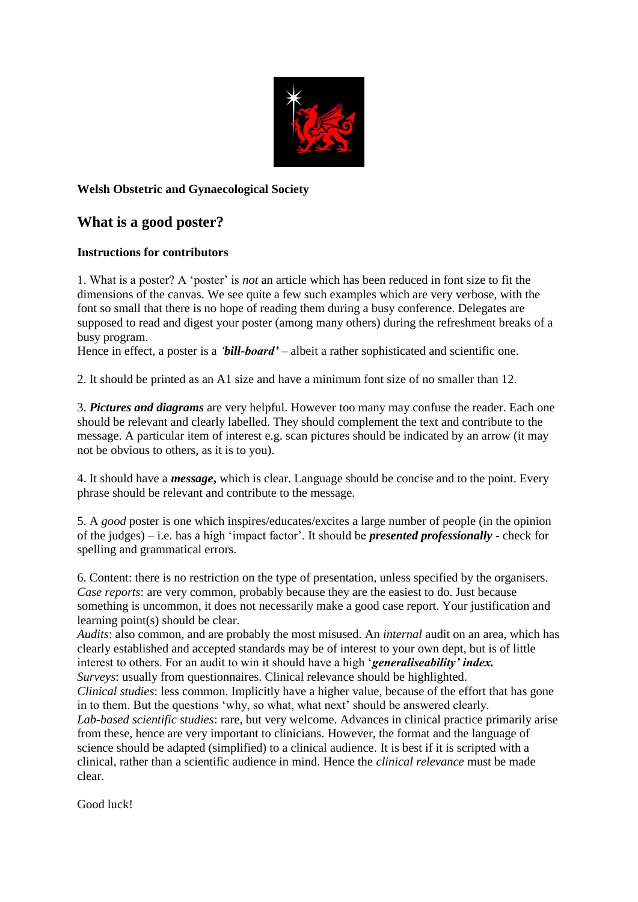**Welsh Obstetric and Gynaecological Society**

## What is a good poster?

**Instructions for contributors**

1. What is a poster? A 'poster' is *not* an article which has been reduced in font size to fit the dimensions of the canvas. We see quite a few such examples which are very verbose, with the font so small that there is no hope of reading them during a busy conference. Delegates are supposed to read and digest your poster (among many others) during the refreshment breaks of a busy program.
Hence in effect, a poster is a *'**bill-board**'* – albeit a rather sophisticated and scientific one.

2. It should be printed as an A1 size and have a minimum font size of no smaller than 12.

3. ***Pictures and diagrams*** are very helpful. However too many may confuse the reader. Each one should be relevant and clearly labelled. They should complement the text and contribute to the message. A particular item of interest e.g. scan pictures should be indicated by an arrow (it may not be obvious to others, as it is to you).

4. It should have a ***message*****,** which is clear. Language should be concise and to the point. Every phrase should be relevant and contribute to the message.

5. A *good* poster is one which inspires/educates/excites a large number of people (in the opinion of the judges) – i.e. has a high 'impact factor'. It should be ***presented professionally*** - check for spelling and grammatical errors.

6. Content: there is no restriction on the type of presentation, unless specified by the organisers.
*Case reports*: are very common, probably because they are the easiest to do. Just because something is uncommon, it does not necessarily make a good case report. Your justification and learning point(s) should be clear.
*Audits*: also common, and are probably the most misused. An *internal* audit on an area, which has clearly established and accepted standards may be of interest to your own dept, but is of little interest to others. For an audit to win it should have a high '***generaliseability' index.***
*Surveys*: usually from questionnaires. Clinical relevance should be highlighted.
*Clinical studies*: less common. Implicitly have a higher value, because of the effort that has gone in to them. But the questions 'why, so what, what next' should be answered clearly.
*Lab-based scientific studies*: rare, but very welcome. Advances in clinical practice primarily arise from these, hence are very important to clinicians. However, the format and the language of science should be adapted (simplified) to a clinical audience. It is best if it is scripted with a clinical, rather than a scientific audience in mind. Hence the *clinical relevance* must be made clear.

Good luck!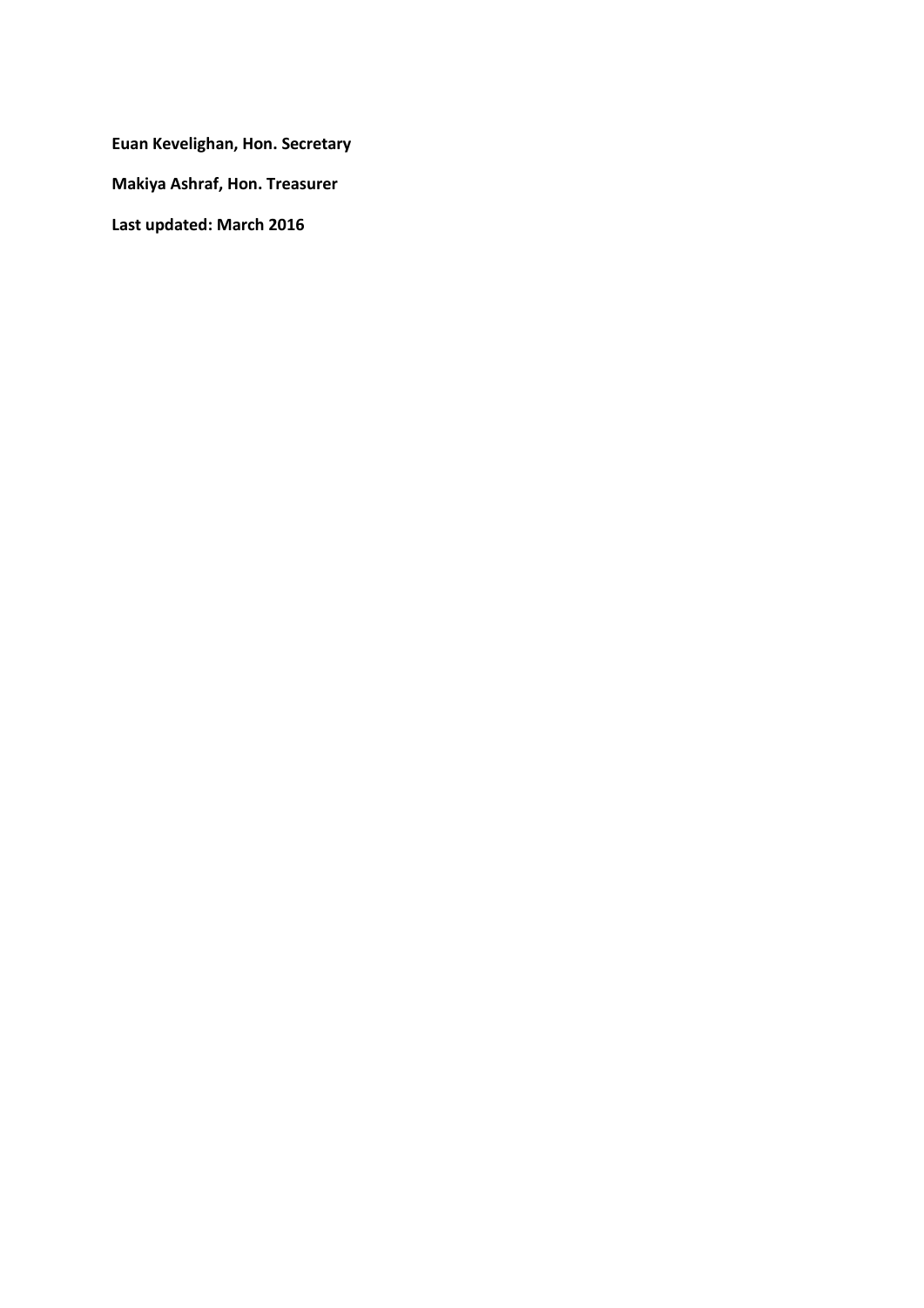**Euan Kevelighan, Hon. Secretary**

**Makiya Ashraf, Hon. Treasurer**

**Last updated: March 2016**